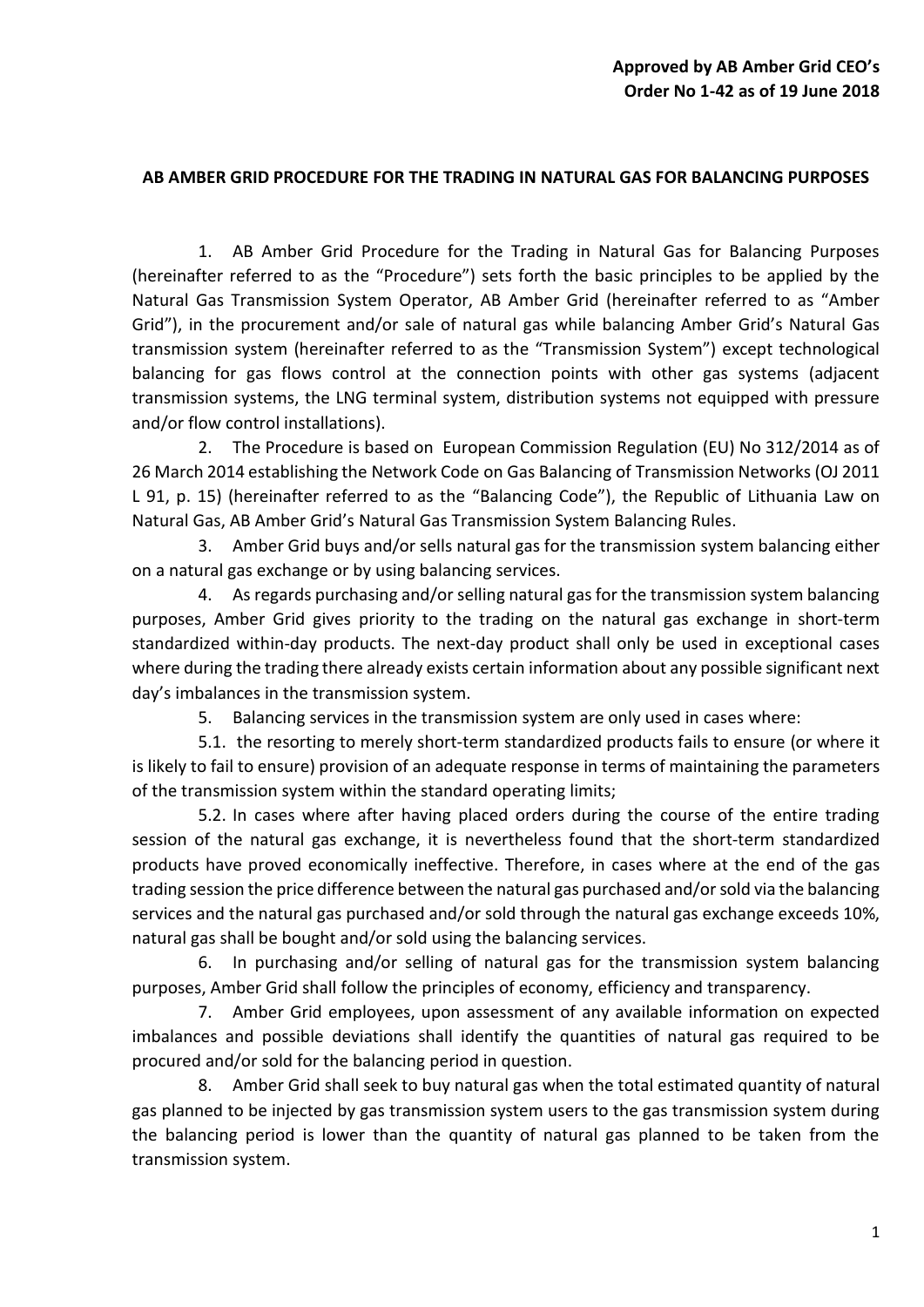**Approved by AB Amber Grid CEO's Order No 1-42 as of 19 June 2018**

**AB AMBER GRID PROCEDURE FOR THE TRADING IN NATURAL GAS FOR BALANCING PURPOSES**

1. AB Amber Grid Procedure for the Trading in Natural Gas for Balancing Purposes (hereinafter referred to as the "Procedure") sets forth the basic principles to be applied by the Natural Gas Transmission System Operator, AB Amber Grid (hereinafter referred to as "Amber Grid"), in the procurement and/or sale of natural gas while balancing Amber Grid's Natural Gas transmission system (hereinafter referred to as the "Transmission System") except technological balancing for gas flows control at the connection points with other gas systems (adjacent transmission systems, the LNG terminal system, distribution systems not equipped with pressure and/or flow control installations).

2. The Procedure is based on European Commission Regulation (EU) No 312/2014 as of 26 March 2014 establishing the Network Code on Gas Balancing of Transmission Networks (OJ 2011 L 91, p. 15) (hereinafter referred to as the "Balancing Code"), the Republic of Lithuania Law on Natural Gas, AB Amber Grid's Natural Gas Transmission System Balancing Rules.

3. Amber Grid buys and/or sells natural gas for the transmission system balancing either on a natural gas exchange or by using balancing services.

4. As regards purchasing and/or selling natural gas for the transmission system balancing purposes, Amber Grid gives priority to the trading on the natural gas exchange in short-term standardized within-day products. The next-day product shall only be used in exceptional cases where during the trading there already exists certain information about any possible significant next day's imbalances in the transmission system.

5. Balancing services in the transmission system are only used in cases where:

5.1. the resorting to merely short-term standardized products fails to ensure (or where it is likely to fail to ensure) provision of an adequate response in terms of maintaining the parameters of the transmission system within the standard operating limits;

5.2. In cases where after having placed orders during the course of the entire trading session of the natural gas exchange, it is nevertheless found that the short-term standardized products have proved economically ineffective. Therefore, in cases where at the end of the gas trading session the price difference between the natural gas purchased and/or sold via the balancing services and the natural gas purchased and/or sold through the natural gas exchange exceeds 10%, natural gas shall be bought and/or sold using the balancing services.

6. In purchasing and/or selling of natural gas for the transmission system balancing purposes, Amber Grid shall follow the principles of economy, efficiency and transparency.

7. Amber Grid employees, upon assessment of any available information on expected imbalances and possible deviations shall identify the quantities of natural gas required to be procured and/or sold for the balancing period in question.

8. Amber Grid shall seek to buy natural gas when the total estimated quantity of natural gas planned to be injected by gas transmission system users to the gas transmission system during the balancing period is lower than the quantity of natural gas planned to be taken from the transmission system.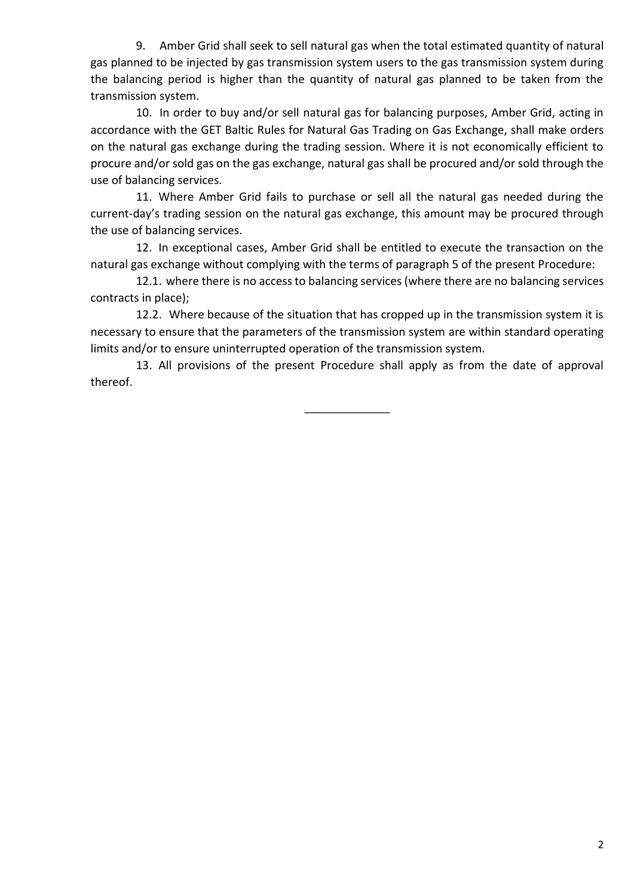9. Amber Grid shall seek to sell natural gas when the total estimated quantity of natural gas planned to be injected by gas transmission system users to the gas transmission system during the balancing period is higher than the quantity of natural gas planned to be taken from the transmission system.

10. In order to buy and/or sell natural gas for balancing purposes, Amber Grid, acting in accordance with the GET Baltic Rules for Natural Gas Trading on Gas Exchange, shall make orders on the natural gas exchange during the trading session. Where it is not economically efficient to procure and/or sold gas on the gas exchange, natural gas shall be procured and/or sold through the use of balancing services.

11. Where Amber Grid fails to purchase or sell all the natural gas needed during the current-day's trading session on the natural gas exchange, this amount may be procured through the use of balancing services.

12. In exceptional cases, Amber Grid shall be entitled to execute the transaction on the natural gas exchange without complying with the terms of paragraph 5 of the present Procedure:

12.1. where there is no access to balancing services (where there are no balancing services contracts in place);

12.2. Where because of the situation that has cropped up in the transmission system it is necessary to ensure that the parameters of the transmission system are within standard operating limits and/or to ensure uninterrupted operation of the transmission system.

13. All provisions of the present Procedure shall apply as from the date of approval thereof.

_____________